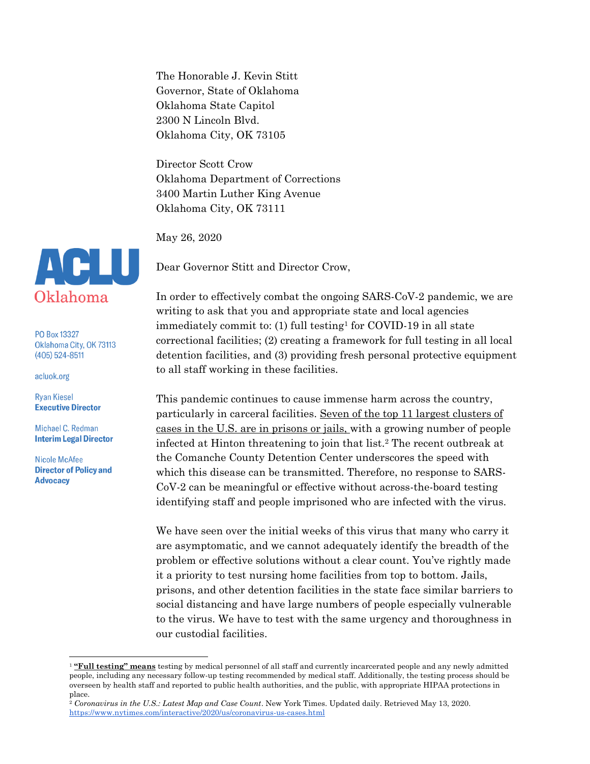ACLU Oklahoma

PO Box 13327
Oklahoma City, OK 73113
(405) 524-8511

acluok.org

Ryan Kiesel
**Executive Director**

Michael C. Redman
**Interim Legal Director**

Nicole McAfee
**Director of Policy and Advocacy**

The Honorable J. Kevin Stitt
Governor, State of Oklahoma
Oklahoma State Capitol
2300 N Lincoln Blvd.
Oklahoma City, OK 73105

Director Scott Crow
Oklahoma Department of Corrections
3400 Martin Luther King Avenue
Oklahoma City, OK 73111

May 26, 2020

Dear Governor Stitt and Director Crow,

In order to effectively combat the ongoing SARS-CoV-2 pandemic, we are writing to ask that you and appropriate state and local agencies immediately commit to: (1) full testing[1] for COVID-19 in all state correctional facilities; (2) creating a framework for full testing in all local detention facilities, and (3) providing fresh personal protective equipment to all staff working in these facilities.

This pandemic continues to cause immense harm across the country, particularly in carceral facilities. Seven of the top 11 largest clusters of cases in the U.S. are in prisons or jails, with a growing number of people infected at Hinton threatening to join that list.[2] The recent outbreak at the Comanche County Detention Center underscores the speed with which this disease can be transmitted. Therefore, no response to SARS-CoV-2 can be meaningful or effective without across-the-board testing identifying staff and people imprisoned who are infected with the virus.

We have seen over the initial weeks of this virus that many who carry it are asymptomatic, and we cannot adequately identify the breadth of the problem or effective solutions without a clear count. You've rightly made it a priority to test nursing home facilities from top to bottom. Jails, prisons, and other detention facilities in the state face similar barriers to social distancing and have large numbers of people especially vulnerable to the virus. We have to test with the same urgency and thoroughness in our custodial facilities.

[1] **"Full testing" means** testing by medical personnel of all staff and currently incarcerated people and any newly admitted people, including any necessary follow-up testing recommended by medical staff. Additionally, the testing process should be overseen by health staff and reported to public health authorities, and the public, with appropriate HIPAA protections in place.

[2] *Coronavirus in the U.S.: Latest Map and Case Count*. New York Times. Updated daily. Retrieved May 13, 2020. https://www.nytimes.com/interactive/2020/us/coronavirus-us-cases.html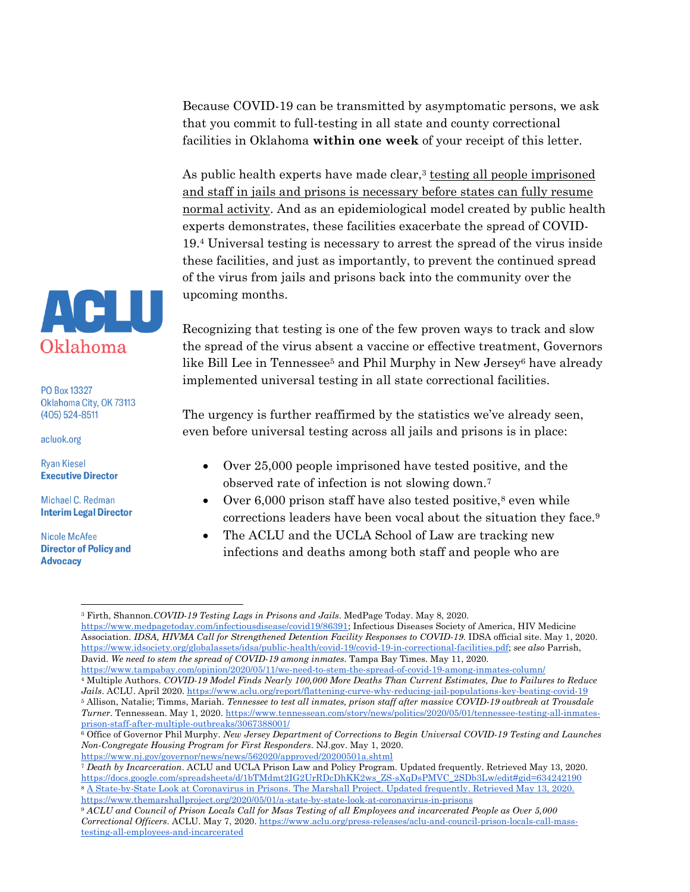Because COVID-19 can be transmitted by asymptomatic persons, we ask that you commit to full-testing in all state and county correctional facilities in Oklahoma **within one week** of your receipt of this letter.

As public health experts have made clear,[3] testing all people imprisoned and staff in jails and prisons is necessary before states can fully resume normal activity. And as an epidemiological model created by public health experts demonstrates, these facilities exacerbate the spread of COVID-19.[4] Universal testing is necessary to arrest the spread of the virus inside these facilities, and just as importantly, to prevent the continued spread of the virus from jails and prisons back into the community over the upcoming months.

ACLU Oklahoma

PO Box 13327
Oklahoma City, OK 73113
(405) 524-8511

acluok.org

Ryan Kiesel
**Executive Director**

Michael C. Redman
**Interim Legal Director**

Nicole McAfee
**Director of Policy and Advocacy**

Recognizing that testing is one of the few proven ways to track and slow the spread of the virus absent a vaccine or effective treatment, Governors like Bill Lee in Tennessee[5] and Phil Murphy in New Jersey[6] have already implemented universal testing in all state correctional facilities.

The urgency is further reaffirmed by the statistics we've already seen, even before universal testing across all jails and prisons is in place:

- Over 25,000 people imprisoned have tested positive, and the observed rate of infection is not slowing down.[7]
- Over 6,000 prison staff have also tested positive,[8] even while corrections leaders have been vocal about the situation they face.[9]
- The ACLU and the UCLA School of Law are tracking new infections and deaths among both staff and people who are

---

[3] Firth, Shannon. *COVID-19 Testing Lags in Prisons and Jails*. MedPage Today. May 8, 2020. https://www.medpagetoday.com/infectiousdisease/covid19/86391; Infectious Diseases Society of America, HIV Medicine Association. *IDSA, HIVMA Call for Strengthened Detention Facility Responses to COVID-19*. IDSA official site. May 1, 2020. https://www.idsociety.org/globalassets/idsa/public-health/covid-19/covid-19-in-correctional-facilities.pdf; *see also* Parrish, David. *We need to stem the spread of COVID-19 among inmates*. Tampa Bay Times. May 11, 2020. https://www.tampabay.com/opinion/2020/05/11/we-need-to-stem-the-spread-of-covid-19-among-inmates-column/

[4] Multiple Authors. *COVID-19 Model Finds Nearly 100,000 More Deaths Than Current Estimates, Due to Failures to Reduce Jails*. ACLU. April 2020. https://www.aclu.org/report/flattening-curve-why-reducing-jail-populations-key-beating-covid-19

[5] Allison, Natalie; Timms, Mariah. *Tennessee to test all inmates, prison staff after massive COVID-19 outbreak at Trousdale Turner*. Tennessean. May 1, 2020. https://www.tennessean.com/story/news/politics/2020/05/01/tennessee-testing-all-inmates-prison-staff-after-multiple-outbreaks/3067388001/

[6] Office of Governor Phil Murphy. *New Jersey Department of Corrections to Begin Universal COVID-19 Testing and Launches Non-Congregate Housing Program for First Responders*. NJ.gov. May 1, 2020. https://www.nj.gov/governor/news/news/562020/approved/20200501a.shtml

[7] *Death by Incarceration*. ACLU and UCLA Prison Law and Policy Program. Updated frequently. Retrieved May 13, 2020. https://docs.google.com/spreadsheets/d/1bTMdmt2IG2UrRDcDhKK2ws_ZS-sXqDsPMVC_2SDb3Lw/edit#gid=634242190

[8] A State-by-State Look at Coronavirus in Prisons. The Marshall Project. Updated frequently. Retrieved May 13, 2020. https://www.themarshallproject.org/2020/05/01/a-state-by-state-look-at-coronavirus-in-prisons

[9] *ACLU and Council of Prison Locals Call for Msas Testing of all Employees and incarcerated People as Over 5,000 Correctional Officers*. ACLU. May 7, 2020. https://www.aclu.org/press-releases/aclu-and-council-prison-locals-call-mass-testing-all-employees-and-incarcerated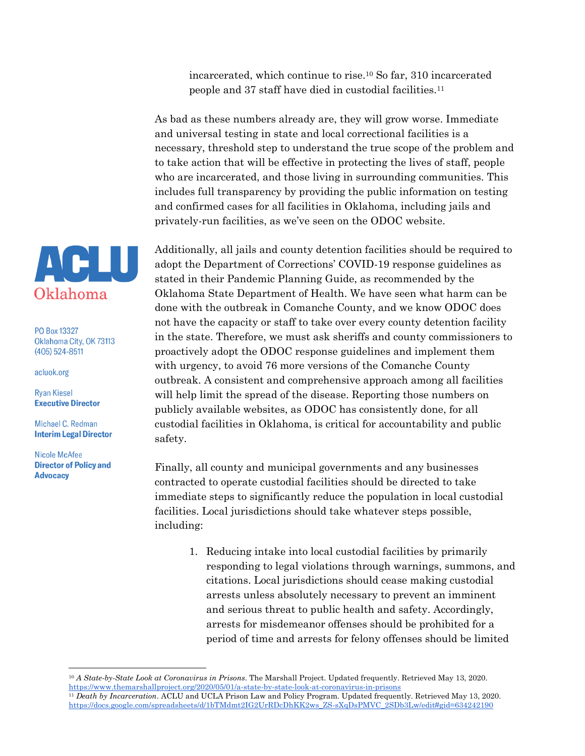incarcerated, which continue to rise.[10] So far, 310 incarcerated people and 37 staff have died in custodial facilities.[11]

As bad as these numbers already are, they will grow worse. Immediate and universal testing in state and local correctional facilities is a necessary, threshold step to understand the true scope of the problem and to take action that will be effective in protecting the lives of staff, people who are incarcerated, and those living in surrounding communities. This includes full transparency by providing the public information on testing and confirmed cases for all facilities in Oklahoma, including jails and privately-run facilities, as we've seen on the ODOC website.

ACLU Oklahoma

PO Box 13327
Oklahoma City, OK 73113
(405) 524-8511

acluok.org

Ryan Kiesel
**Executive Director**

Michael C. Redman
**Interim Legal Director**

Nicole McAfee
**Director of Policy and Advocacy**

Additionally, all jails and county detention facilities should be required to adopt the Department of Corrections' COVID-19 response guidelines as stated in their Pandemic Planning Guide, as recommended by the Oklahoma State Department of Health. We have seen what harm can be done with the outbreak in Comanche County, and we know ODOC does not have the capacity or staff to take over every county detention facility in the state. Therefore, we must ask sheriffs and county commissioners to proactively adopt the ODOC response guidelines and implement them with urgency, to avoid 76 more versions of the Comanche County outbreak. A consistent and comprehensive approach among all facilities will help limit the spread of the disease. Reporting those numbers on publicly available websites, as ODOC has consistently done, for all custodial facilities in Oklahoma, is critical for accountability and public safety.

Finally, all county and municipal governments and any businesses contracted to operate custodial facilities should be directed to take immediate steps to significantly reduce the population in local custodial facilities. Local jurisdictions should take whatever steps possible, including:

1. Reducing intake into local custodial facilities by primarily responding to legal violations through warnings, summons, and citations. Local jurisdictions should cease making custodial arrests unless absolutely necessary to prevent an imminent and serious threat to public health and safety. Accordingly, arrests for misdemeanor offenses should be prohibited for a period of time and arrests for felony offenses should be limited

---

[10] *A State-by-State Look at Coronavirus in Prisons*. The Marshall Project. Updated frequently. Retrieved May 13, 2020. https://www.themarshallproject.org/2020/05/01/a-state-by-state-look-at-coronavirus-in-prisons

[11] *Death by Incarceration*. ACLU and UCLA Prison Law and Policy Program. Updated frequently. Retrieved May 13, 2020. https://docs.google.com/spreadsheets/d/1bTMdmt2IG2UrRDcDhKK2ws_ZS-sXqDsPMVC_2SDb3Lw/edit#gid=634242190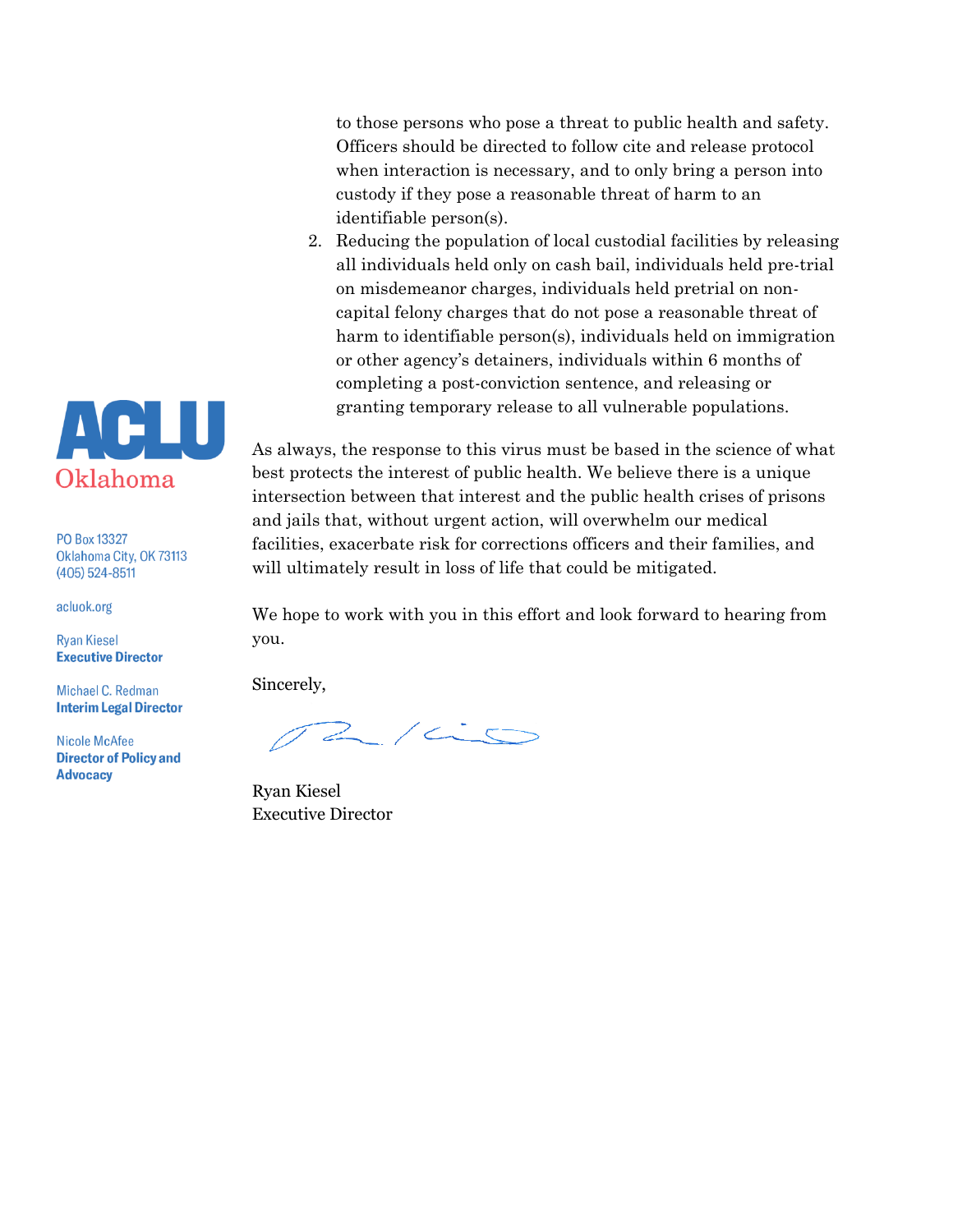to those persons who pose a threat to public health and safety. Officers should be directed to follow cite and release protocol when interaction is necessary, and to only bring a person into custody if they pose a reasonable threat of harm to an identifiable person(s).

2. Reducing the population of local custodial facilities by releasing all individuals held only on cash bail, individuals held pre-trial on misdemeanor charges, individuals held pretrial on non-capital felony charges that do not pose a reasonable threat of harm to identifiable person(s), individuals held on immigration or other agency's detainers, individuals within 6 months of completing a post-conviction sentence, and releasing or granting temporary release to all vulnerable populations.

As always, the response to this virus must be based in the science of what best protects the interest of public health. We believe there is a unique intersection between that interest and the public health crises of prisons and jails that, without urgent action, will overwhelm our medical facilities, exacerbate risk for corrections officers and their families, and will ultimately result in loss of life that could be mitigated.

We hope to work with you in this effort and look forward to hearing from you.

Sincerely,

Ryan Kiesel
Executive Director

ACLU Oklahoma

PO Box 13327
Oklahoma City, OK 73113
(405) 524-8511

acluok.org

Ryan Kiesel
**Executive Director**

Michael C. Redman
**Interim Legal Director**

Nicole McAfee
**Director of Policy and Advocacy**